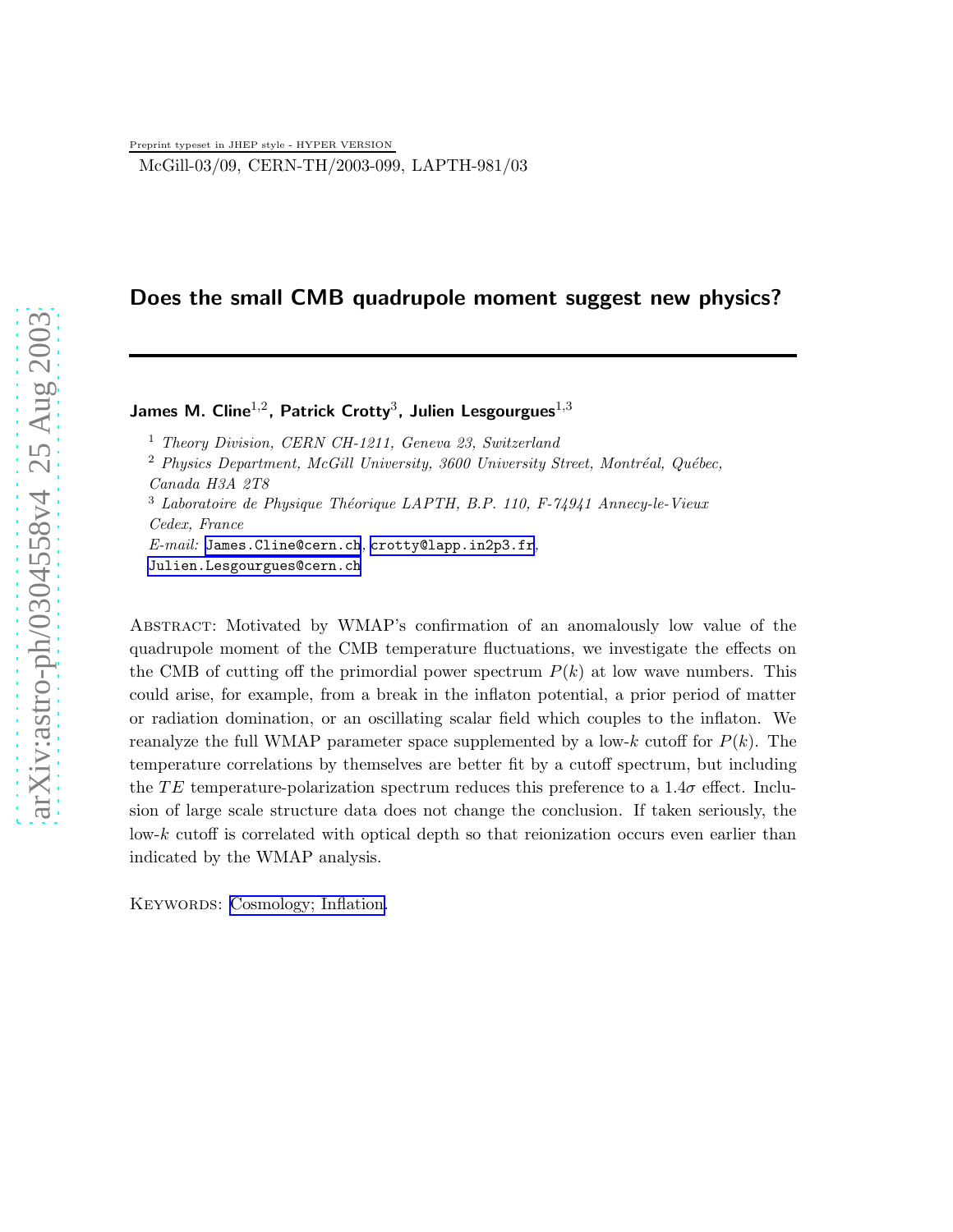Preprint typeset in JHEP style - HYPER VERSION

McGill-03/09, CERN-TH/2003-099, LAPTH-981/03

# Does the small CMB quadrupole moment suggest new physics?

**James M. Cline**[1,2], **Patrick Crotty**[3], **Julien Lesgourgues**[1,3]

[1] *Theory Division, CERN CH-1211, Geneva 23, Switzerland*

[2] *Physics Department, McGill University, 3600 University Street, Montréal, Québec, Canada H3A 2T8*

[3] *Laboratoire de Physique Théorique LAPTH, B.P. 110, F-74941 Annecy-le-Vieux Cedex, France*

*E-mail:* James.Cline@cern.ch, crotty@lapp.in2p3.fr, Julien.Lesgourgues@cern.ch

Abstract: Motivated by WMAP's confirmation of an anomalously low value of the quadrupole moment of the CMB temperature fluctuations, we investigate the effects on the CMB of cutting off the primordial power spectrum $P(k)$ at low wave numbers. This could arise, for example, from a break in the inflaton potential, a prior period of matter or radiation domination, or an oscillating scalar field which couples to the inflaton. We reanalyze the full WMAP parameter space supplemented by a low-$k$ cutoff for $P(k)$. The temperature correlations by themselves are better fit by a cutoff spectrum, but including the $TE$ temperature-polarization spectrum reduces this preference to a $1.4\sigma$ effect. Inclusion of large scale structure data does not change the conclusion. If taken seriously, the low-$k$ cutoff is correlated with optical depth so that reionization occurs even earlier than indicated by the WMAP analysis.

Keywords: Cosmology; Inflation.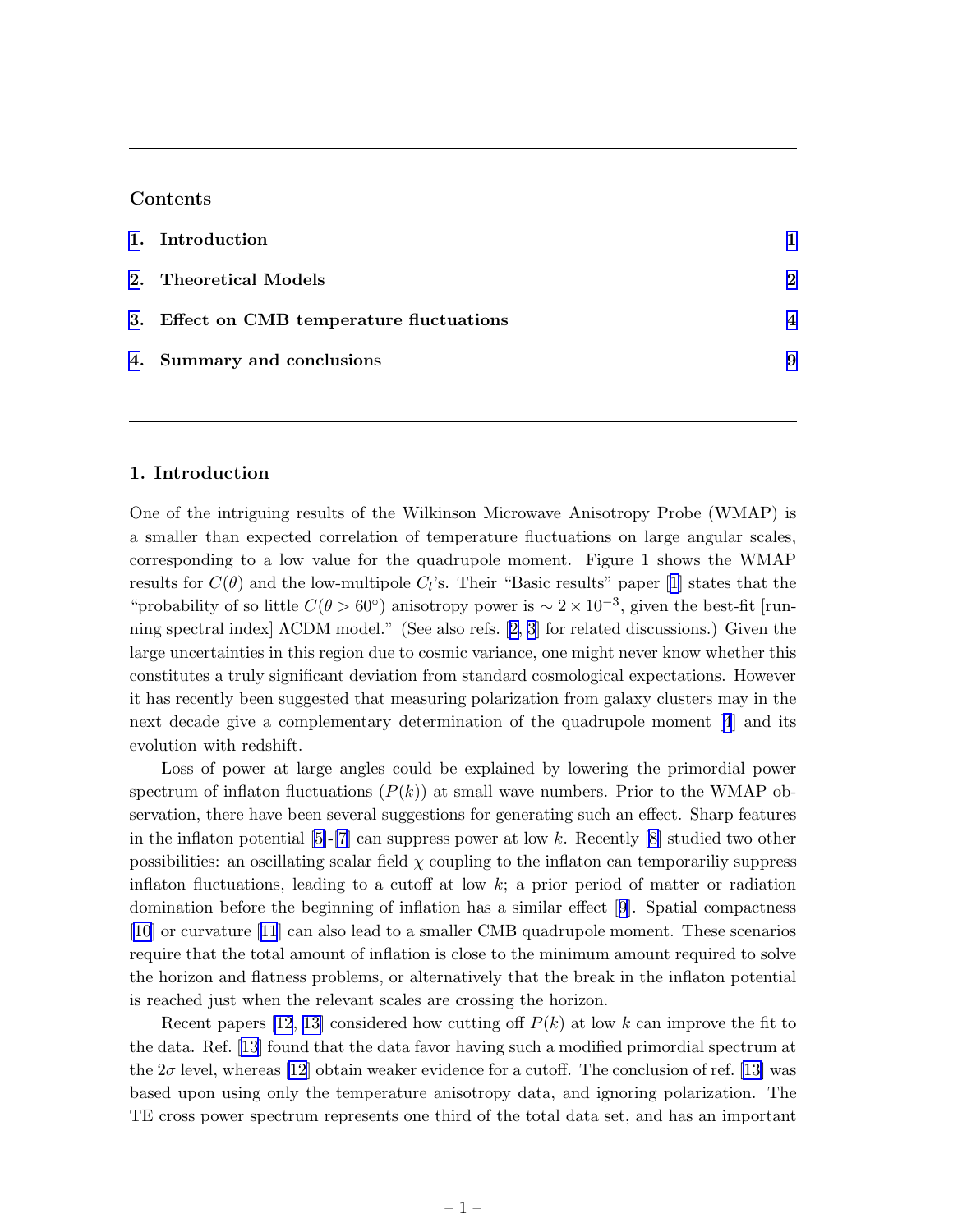## Contents

1. Introduction — 1
2. Theoretical Models — 2
3. Effect on CMB temperature fluctuations — 4
4. Summary and conclusions — 9

## 1. Introduction

One of the intriguing results of the Wilkinson Microwave Anisotropy Probe (WMAP) is a smaller than expected correlation of temperature fluctuations on large angular scales, corresponding to a low value for the quadrupole moment. Figure 1 shows the WMAP results for $C(\theta)$ and the low-multipole $C_l$'s. Their "Basic results" paper [1] states that the "probability of so little $C(\theta > 60^\circ)$ anisotropy power is $\sim 2 \times 10^{-3}$, given the best-fit [running spectral index] ΛCDM model." (See also refs. [2, 3] for related discussions.) Given the large uncertainties in this region due to cosmic variance, one might never know whether this constitutes a truly significant deviation from standard cosmological expectations. However it has recently been suggested that measuring polarization from galaxy clusters may in the next decade give a complementary determination of the quadrupole moment [4] and its evolution with redshift.

Loss of power at large angles could be explained by lowering the primordial power spectrum of inflaton fluctuations ($P(k)$) at small wave numbers. Prior to the WMAP observation, there have been several suggestions for generating such an effect. Sharp features in the inflaton potential [5]-[7] can suppress power at low $k$. Recently [8] studied two other possibilities: an oscillating scalar field $\chi$ coupling to the inflaton can temporariliy suppress inflaton fluctuations, leading to a cutoff at low $k$; a prior period of matter or radiation domination before the beginning of inflation has a similar effect [9]. Spatial compactness [10] or curvature [11] can also lead to a smaller CMB quadrupole moment. These scenarios require that the total amount of inflation is close to the minimum amount required to solve the horizon and flatness problems, or alternatively that the break in the inflaton potential is reached just when the relevant scales are crossing the horizon.

Recent papers [12, 13] considered how cutting off $P(k)$ at low $k$ can improve the fit to the data. Ref. [13] found that the data favor having such a modified primordial spectrum at the $2\sigma$ level, whereas [12] obtain weaker evidence for a cutoff. The conclusion of ref. [13] was based upon using only the temperature anisotropy data, and ignoring polarization. The TE cross power spectrum represents one third of the total data set, and has an important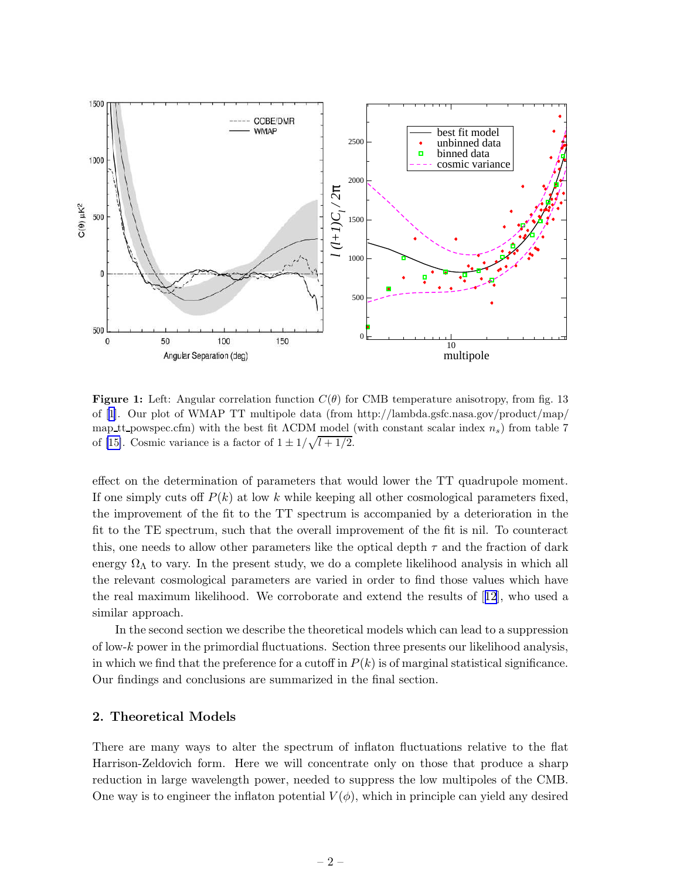**Figure 1:** Left: Angular correlation function $C(\theta)$ for CMB temperature anisotropy, from fig. 13 of [1]. Our plot of WMAP TT multipole data (from http://lambda.gsfc.nasa.gov/product/map/map_tt_powspec.cfm) with the best fit ΛCDM model (with constant scalar index $n_s$) from table 7 of [15]. Cosmic variance is a factor of $1 \pm 1/\sqrt{l+1/2}$.

effect on the determination of parameters that would lower the TT quadrupole moment. If one simply cuts off $P(k)$ at low $k$ while keeping all other cosmological parameters fixed, the improvement of the fit to the TT spectrum is accompanied by a deterioration in the fit to the TE spectrum, such that the overall improvement of the fit is nil. To counteract this, one needs to allow other parameters like the optical depth $\tau$ and the fraction of dark energy $\Omega_\Lambda$ to vary. In the present study, we do a complete likelihood analysis in which all the relevant cosmological parameters are varied in order to find those values which have the real maximum likelihood. We corroborate and extend the results of [12], who used a similar approach.

In the second section we describe the theoretical models which can lead to a suppression of low-$k$ power in the primordial fluctuations. Section three presents our likelihood analysis, in which we find that the preference for a cutoff in $P(k)$ is of marginal statistical significance. Our findings and conclusions are summarized in the final section.

## 2. Theoretical Models

There are many ways to alter the spectrum of inflaton fluctuations relative to the flat Harrison-Zeldovich form. Here we will concentrate only on those that produce a sharp reduction in large wavelength power, needed to suppress the low multipoles of the CMB. One way is to engineer the inflaton potential $V(\phi)$, which in principle can yield any desired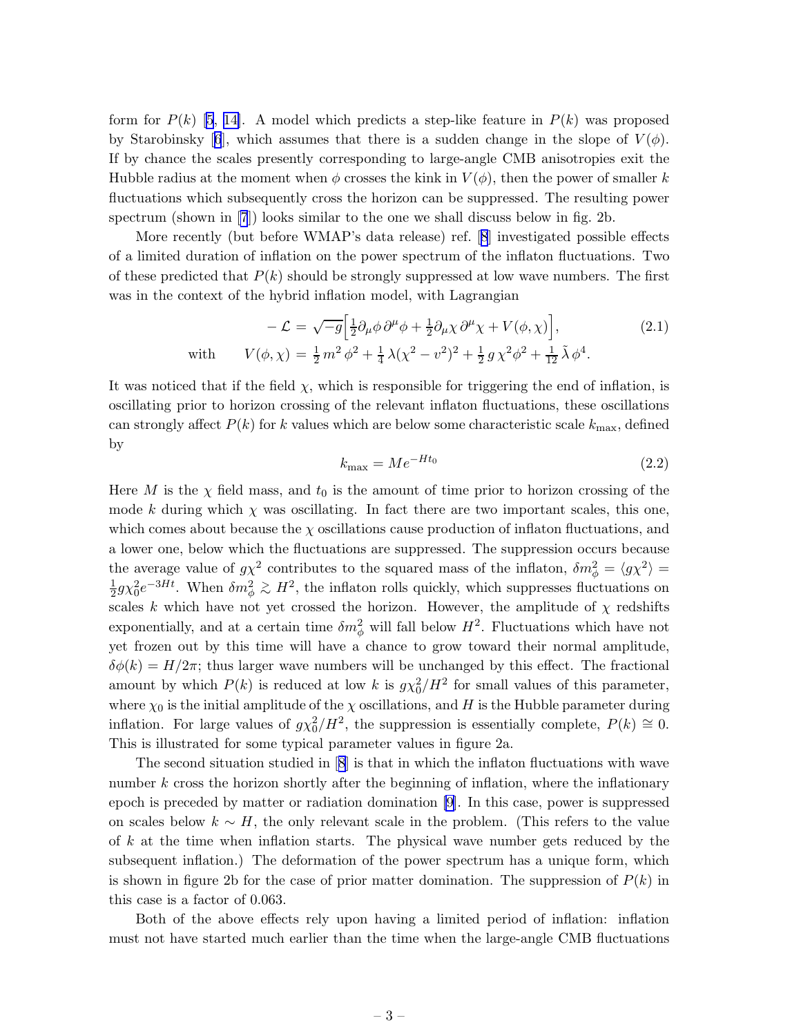form for $P(k)$ [5, 14]. A model which predicts a step-like feature in $P(k)$ was proposed by Starobinsky [6], which assumes that there is a sudden change in the slope of $V(\phi)$. If by chance the scales presently corresponding to large-angle CMB anisotropies exit the Hubble radius at the moment when $\phi$ crosses the kink in $V(\phi)$, then the power of smaller $k$ fluctuations which subsequently cross the horizon can be suppressed. The resulting power spectrum (shown in [7]) looks similar to the one we shall discuss below in fig. 2b.

More recently (but before WMAP's data release) ref. [8] investigated possible effects of a limited duration of inflation on the power spectrum of the inflaton fluctuations. Two of these predicted that $P(k)$ should be strongly suppressed at low wave numbers. The first was in the context of the hybrid inflation model, with Lagrangian

$$
\begin{aligned}
-\mathcal{L} &= \sqrt{-g}\Big[\tfrac{1}{2}\partial_\mu\phi\,\partial^\mu\phi + \tfrac{1}{2}\partial_\mu\chi\,\partial^\mu\chi + V(\phi,\chi)\Big], \\
\text{with} \qquad V(\phi,\chi) &= \tfrac{1}{2}\,m^2\,\phi^2 + \tfrac{1}{4}\,\lambda(\chi^2-v^2)^2 + \tfrac{1}{2}\,g\,\chi^2\phi^2 + \tfrac{1}{12}\,\tilde{\lambda}\,\phi^4.
\end{aligned}
\tag{2.1}
$$

It was noticed that if the field $\chi$, which is responsible for triggering the end of inflation, is oscillating prior to horizon crossing of the relevant inflaton fluctuations, these oscillations can strongly affect $P(k)$ for $k$ values which are below some characteristic scale $k_{\rm max}$, defined by

$$
k_{\rm max} = M e^{-Ht_0} \tag{2.2}
$$

Here $M$ is the $\chi$ field mass, and $t_0$ is the amount of time prior to horizon crossing of the mode $k$ during which $\chi$ was oscillating. In fact there are two important scales, this one, which comes about because the $\chi$ oscillations cause production of inflaton fluctuations, and a lower one, below which the fluctuations are suppressed. The suppression occurs because the average value of $g\chi^2$ contributes to the squared mass of the inflaton, $\delta m_\phi^2 = \langle g\chi^2\rangle = \frac{1}{2}g\chi_0^2 e^{-3Ht}$. When $\delta m_\phi^2 \gtrsim H^2$, the inflaton rolls quickly, which suppresses fluctuations on scales $k$ which have not yet crossed the horizon. However, the amplitude of $\chi$ redshifts exponentially, and at a certain time $\delta m_\phi^2$ will fall below $H^2$. Fluctuations which have not yet frozen out by this time will have a chance to grow toward their normal amplitude, $\delta\phi(k) = H/2\pi$; thus larger wave numbers will be unchanged by this effect. The fractional amount by which $P(k)$ is reduced at low $k$ is $g\chi_0^2/H^2$ for small values of this parameter, where $\chi_0$ is the initial amplitude of the $\chi$ oscillations, and $H$ is the Hubble parameter during inflation. For large values of $g\chi_0^2/H^2$, the suppression is essentially complete, $P(k) \cong 0$. This is illustrated for some typical parameter values in figure 2a.

The second situation studied in [8] is that in which the inflaton fluctuations with wave number $k$ cross the horizon shortly after the beginning of inflation, where the inflationary epoch is preceded by matter or radiation domination [9]. In this case, power is suppressed on scales below $k \sim H$, the only relevant scale in the problem. (This refers to the value of $k$ at the time when inflation starts. The physical wave number gets reduced by the subsequent inflation.) The deformation of the power spectrum has a unique form, which is shown in figure 2b for the case of prior matter domination. The suppression of $P(k)$ in this case is a factor of 0.063.

Both of the above effects rely upon having a limited period of inflation: inflation must not have started much earlier than the time when the large-angle CMB fluctuations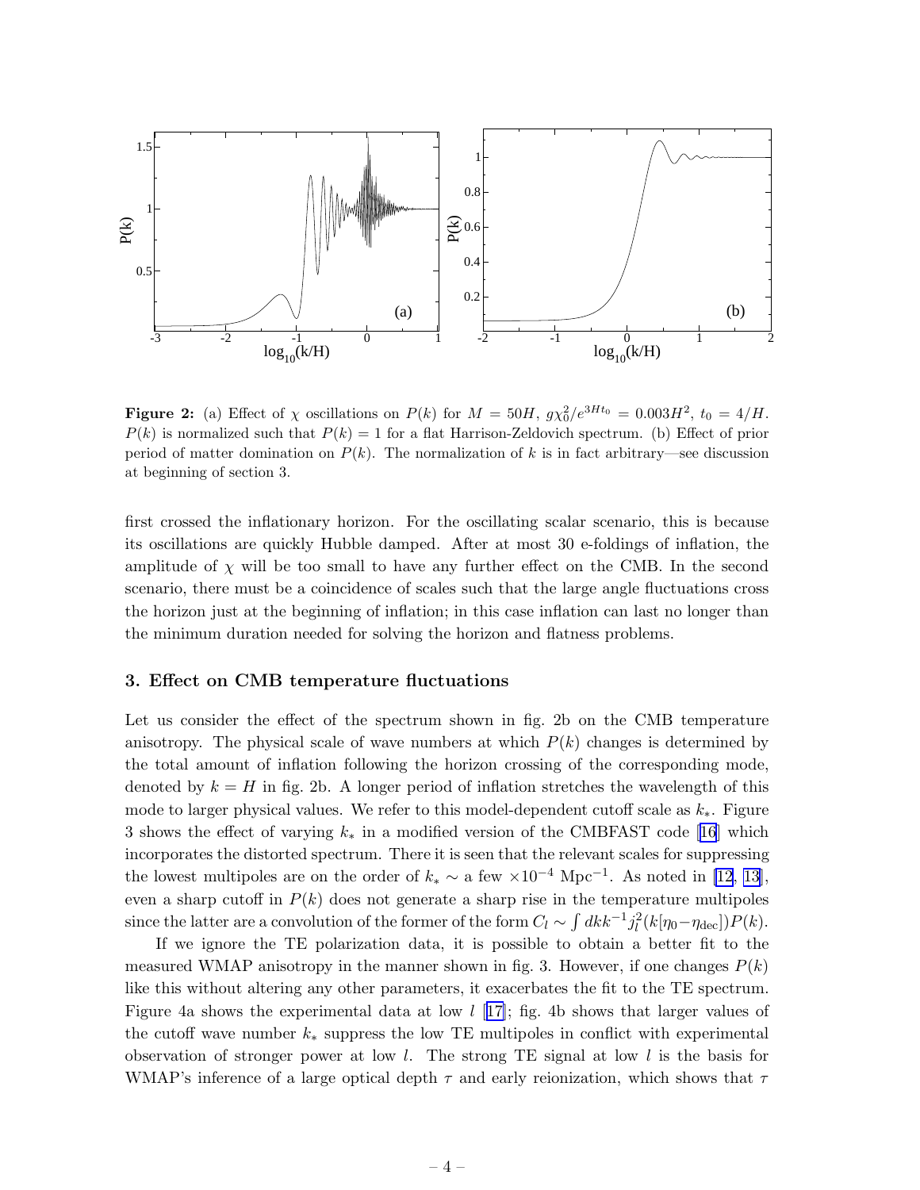**Figure 2:** (a) Effect of $\chi$ oscillations on $P(k)$ for $M = 50H$, $g\chi_0^2/e^{3Ht_0} = 0.003H^2$, $t_0 = 4/H$. $P(k)$ is normalized such that $P(k) = 1$ for a flat Harrison-Zeldovich spectrum. (b) Effect of prior period of matter domination on $P(k)$. The normalization of $k$ is in fact arbitrary—see discussion at beginning of section 3.

first crossed the inflationary horizon. For the oscillating scalar scenario, this is because its oscillations are quickly Hubble damped. After at most 30 e-foldings of inflation, the amplitude of $\chi$ will be too small to have any further effect on the CMB. In the second scenario, there must be a coincidence of scales such that the large angle fluctuations cross the horizon just at the beginning of inflation; in this case inflation can last no longer than the minimum duration needed for solving the horizon and flatness problems.

## 3. Effect on CMB temperature fluctuations

Let us consider the effect of the spectrum shown in fig. 2b on the CMB temperature anisotropy. The physical scale of wave numbers at which $P(k)$ changes is determined by the total amount of inflation following the horizon crossing of the corresponding mode, denoted by $k = H$ in fig. 2b. A longer period of inflation stretches the wavelength of this mode to larger physical values. We refer to this model-dependent cutoff scale as $k_*$. Figure 3 shows the effect of varying $k_*$ in a modified version of the CMBFAST code [16] which incorporates the distorted spectrum. There it is seen that the relevant scales for suppressing the lowest multipoles are on the order of $k_* \sim$ a few $\times 10^{-4}$ Mpc$^{-1}$. As noted in [12, 13], even a sharp cutoff in $P(k)$ does not generate a sharp rise in the temperature multipoles since the latter are a convolution of the former of the form $C_l \sim \int dk k^{-1} j_l^2(k[\eta_0 - \eta_{\rm dec}])P(k)$.

If we ignore the TE polarization data, it is possible to obtain a better fit to the measured WMAP anisotropy in the manner shown in fig. 3. However, if one changes $P(k)$ like this without altering any other parameters, it exacerbates the fit to the TE spectrum. Figure 4a shows the experimental data at low $l$ [17]; fig. 4b shows that larger values of the cutoff wave number $k_*$ suppress the low TE multipoles in conflict with experimental observation of stronger power at low $l$. The strong TE signal at low $l$ is the basis for WMAP's inference of a large optical depth $\tau$ and early reionization, which shows that $\tau$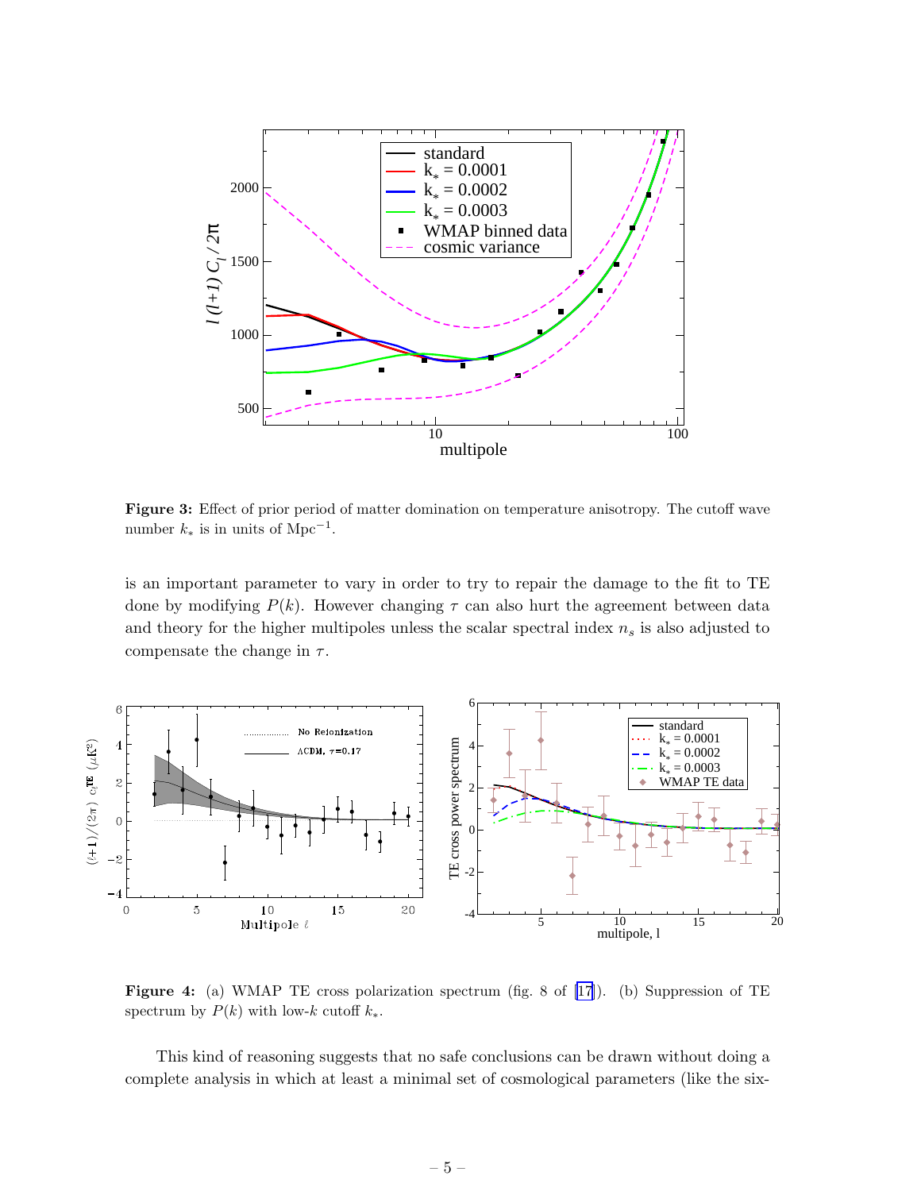**Figure 3:** Effect of prior period of matter domination on temperature anisotropy. The cutoff wave number $k_*$ is in units of Mpc$^{-1}$.

is an important parameter to vary in order to try to repair the damage to the fit to TE done by modifying $P(k)$. However changing $\tau$ can also hurt the agreement between data and theory for the higher multipoles unless the scalar spectral index $n_s$ is also adjusted to compensate the change in $\tau$.

**Figure 4:** (a) WMAP TE cross polarization spectrum (fig. 8 of [17]). (b) Suppression of TE spectrum by $P(k)$ with low-$k$ cutoff $k_*$.

This kind of reasoning suggests that no safe conclusions can be drawn without doing a complete analysis in which at least a minimal set of cosmological parameters (like the six-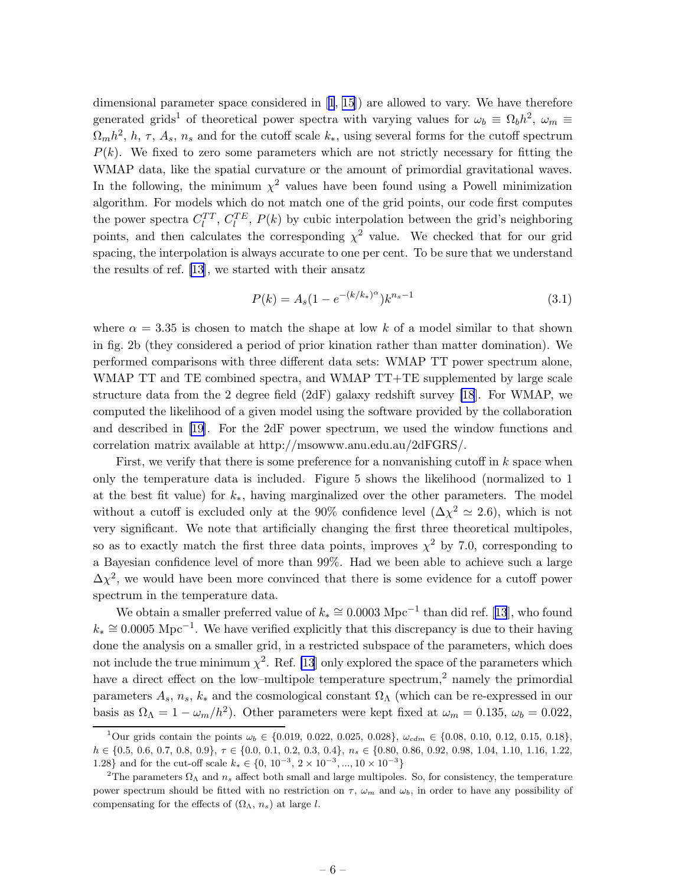dimensional parameter space considered in [1, 15]) are allowed to vary. We have therefore generated grids[1] of theoretical power spectra with varying values for $\omega_b \equiv \Omega_b h^2$, $\omega_m \equiv \Omega_m h^2$, $h$, $\tau$, $A_s$, $n_s$ and for the cutoff scale $k_*$, using several forms for the cutoff spectrum $P(k)$. We fixed to zero some parameters which are not strictly necessary for fitting the WMAP data, like the spatial curvature or the amount of primordial gravitational waves. In the following, the minimum $\chi^2$ values have been found using a Powell minimization algorithm. For models which do not match one of the grid points, our code first computes the power spectra $C_l^{TT}$, $C_l^{TE}$, $P(k)$ by cubic interpolation between the grid's neighboring points, and then calculates the corresponding $\chi^2$ value. We checked that for our grid spacing, the interpolation is always accurate to one per cent. To be sure that we understand the results of ref. [13], we started with their ansatz

$$P(k) = A_s(1 - e^{-(k/k_*)^\alpha})k^{n_s - 1} \tag{3.1}$$

where $\alpha = 3.35$ is chosen to match the shape at low $k$ of a model similar to that shown in fig. 2b (they considered a period of prior kination rather than matter domination). We performed comparisons with three different data sets: WMAP TT power spectrum alone, WMAP TT and TE combined spectra, and WMAP TT+TE supplemented by large scale structure data from the 2 degree field (2dF) galaxy redshift survey [18]. For WMAP, we computed the likelihood of a given model using the software provided by the collaboration and described in [19]. For the 2dF power spectrum, we used the window functions and correlation matrix available at http://msowww.anu.edu.au/2dFGRS/.

First, we verify that there is some preference for a nonvanishing cutoff in $k$ space when only the temperature data is included. Figure 5 shows the likelihood (normalized to 1 at the best fit value) for $k_*$, having marginalized over the other parameters. The model without a cutoff is excluded only at the 90% confidence level ($\Delta\chi^2 \simeq 2.6$), which is not very significant. We note that artificially changing the first three theoretical multipoles, so as to exactly match the first three data points, improves $\chi^2$ by 7.0, corresponding to a Bayesian confidence level of more than 99%. Had we been able to achieve such a large $\Delta\chi^2$, we would have been more convinced that there is some evidence for a cutoff power spectrum in the temperature data.

We obtain a smaller preferred value of $k_* \cong 0.0003$ Mpc$^{-1}$ than did ref. [13], who found $k_* \cong 0.0005$ Mpc$^{-1}$. We have verified explicitly that this discrepancy is due to their having done the analysis on a smaller grid, in a restricted subspace of the parameters, which does not include the true minimum $\chi^2$. Ref. [13] only explored the space of the parameters which have a direct effect on the low–multipole temperature spectrum,[2] namely the primordial parameters $A_s$, $n_s$, $k_*$ and the cosmological constant $\Omega_\Lambda$ (which can be re-expressed in our basis as $\Omega_\Lambda = 1 - \omega_m/h^2$). Other parameters were kept fixed at $\omega_m = 0.135$, $\omega_b = 0.022$,

---

[1] Our grids contain the points $\omega_b \in \{0.019, 0.022, 0.025, 0.028\}$, $\omega_{cdm} \in \{0.08, 0.10, 0.12, 0.15, 0.18\}$, $h \in \{0.5, 0.6, 0.7, 0.8, 0.9\}$, $\tau \in \{0.0, 0.1, 0.2, 0.3, 0.4\}$, $n_s \in \{0.80, 0.86, 0.92, 0.98, 1.04, 1.10, 1.16, 1.22, 1.28\}$ and for the cut-off scale $k_* \in \{0, 10^{-3}, 2 \times 10^{-3}, ..., 10 \times 10^{-3}\}$

[2] The parameters $\Omega_\Lambda$ and $n_s$ affect both small and large multipoles. So, for consistency, the temperature power spectrum should be fitted with no restriction on $\tau$, $\omega_m$ and $\omega_b$, in order to have any possibility of compensating for the effects of ($\Omega_\Lambda$, $n_s$) at large $l$.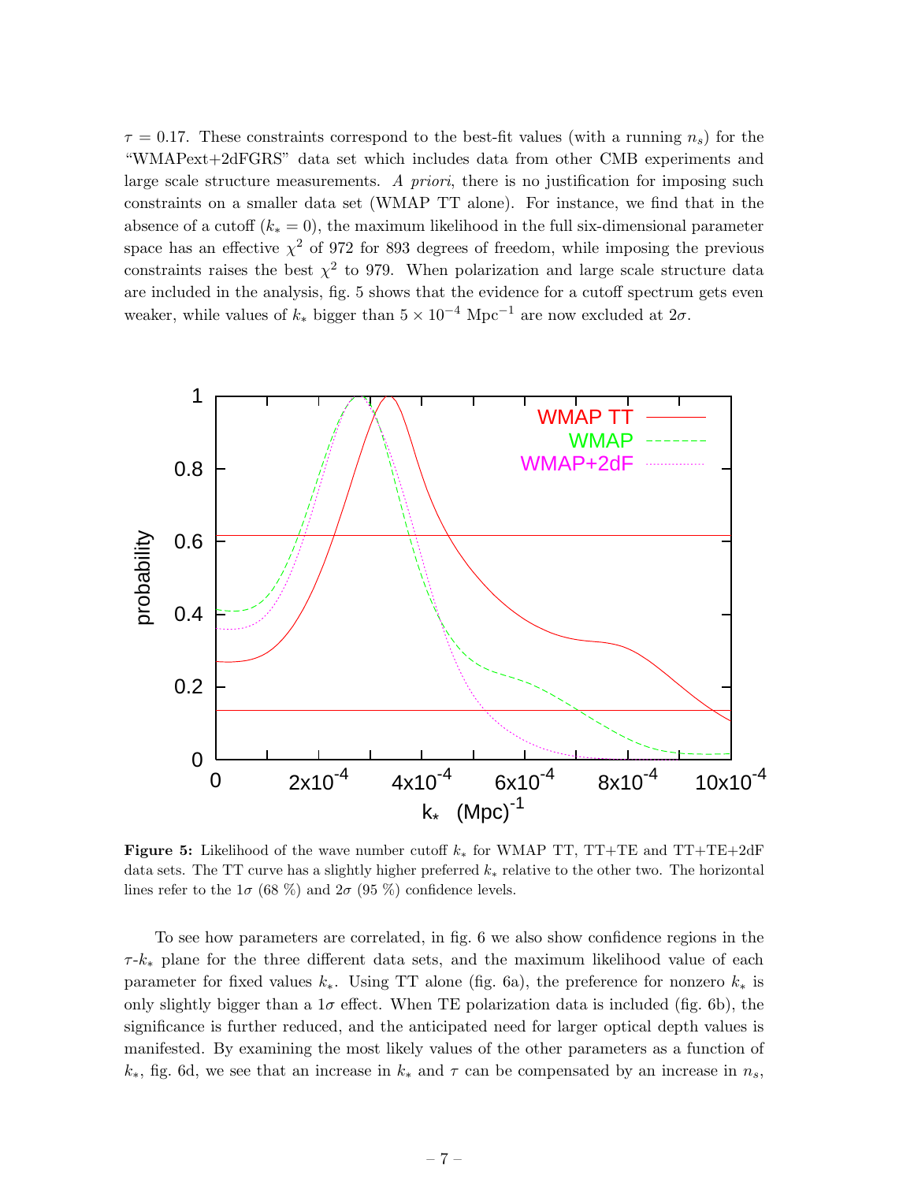$\tau = 0.17$. These constraints correspond to the best-fit values (with a running $n_s$) for the "WMAPext+2dFGRS" data set which includes data from other CMB experiments and large scale structure measurements. *A priori*, there is no justification for imposing such constraints on a smaller data set (WMAP TT alone). For instance, we find that in the absence of a cutoff ($k_* = 0$), the maximum likelihood in the full six-dimensional parameter space has an effective $\chi^2$ of 972 for 893 degrees of freedom, while imposing the previous constraints raises the best $\chi^2$ to 979. When polarization and large scale structure data are included in the analysis, fig. 5 shows that the evidence for a cutoff spectrum gets even weaker, while values of $k_*$ bigger than $5 \times 10^{-4}$ Mpc$^{-1}$ are now excluded at $2\sigma$.

**Figure 5:** Likelihood of the wave number cutoff $k_*$ for WMAP TT, TT+TE and TT+TE+2dF data sets. The TT curve has a slightly higher preferred $k_*$ relative to the other two. The horizontal lines refer to the $1\sigma$ (68 %) and $2\sigma$ (95 %) confidence levels.

To see how parameters are correlated, in fig. 6 we also show confidence regions in the $\tau$-$k_*$ plane for the three different data sets, and the maximum likelihood value of each parameter for fixed values $k_*$. Using TT alone (fig. 6a), the preference for nonzero $k_*$ is only slightly bigger than a $1\sigma$ effect. When TE polarization data is included (fig. 6b), the significance is further reduced, and the anticipated need for larger optical depth values is manifested. By examining the most likely values of the other parameters as a function of $k_*$, fig. 6d, we see that an increase in $k_*$ and $\tau$ can be compensated by an increase in $n_s$,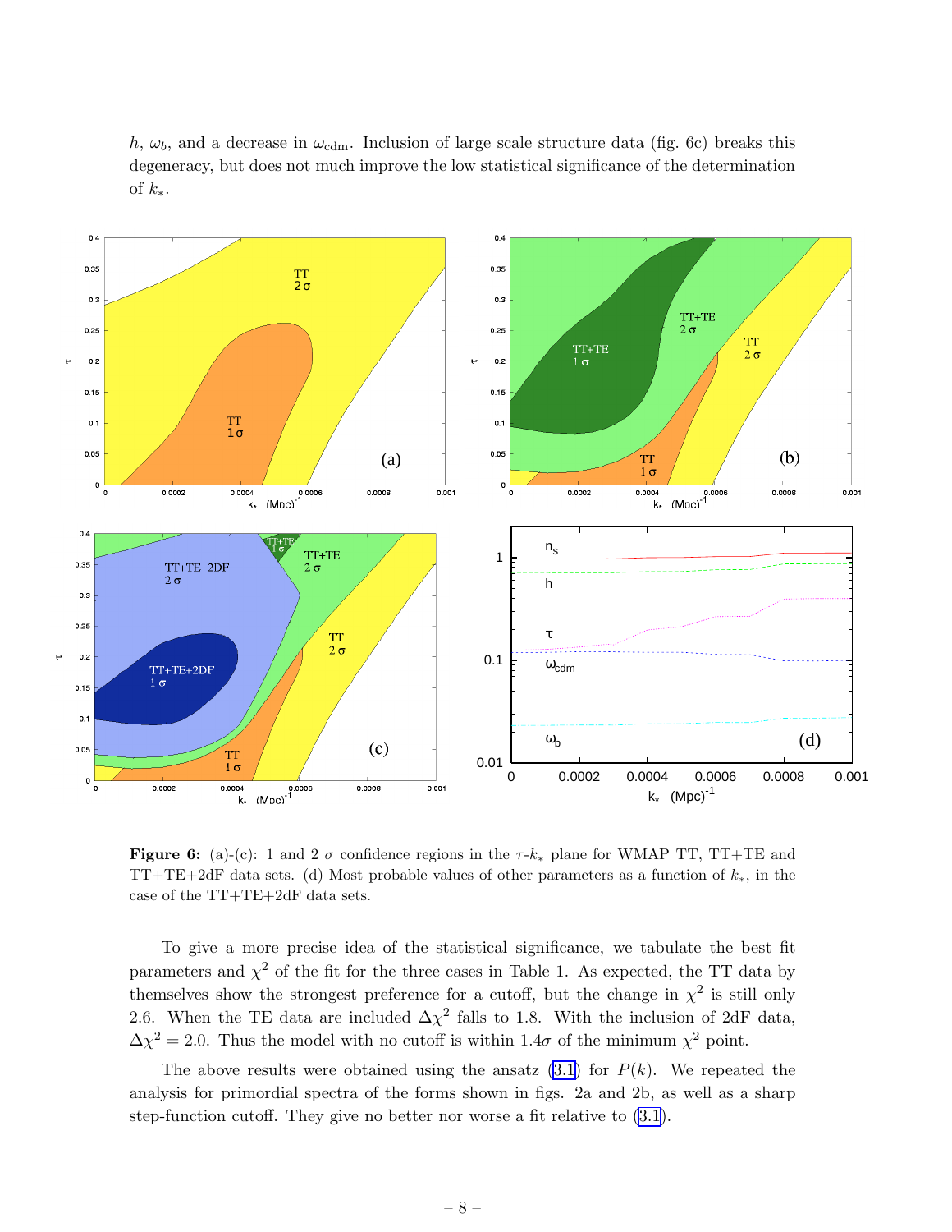$h$, $\omega_b$, and a decrease in $\omega_{\rm cdm}$. Inclusion of large scale structure data (fig. 6c) breaks this degeneracy, but does not much improve the low statistical significance of the determination of $k_*$.

**Figure 6:** (a)-(c): 1 and 2 $\sigma$ confidence regions in the $\tau$-$k_*$ plane for WMAP TT, TT+TE and TT+TE+2dF data sets. (d) Most probable values of other parameters as a function of $k_*$, in the case of the TT+TE+2dF data sets.

To give a more precise idea of the statistical significance, we tabulate the best fit parameters and $\chi^2$ of the fit for the three cases in Table 1. As expected, the TT data by themselves show the strongest preference for a cutoff, but the change in $\chi^2$ is still only 2.6. When the TE data are included $\Delta\chi^2$ falls to 1.8. With the inclusion of 2dF data, $\Delta\chi^2 = 2.0$. Thus the model with no cutoff is within $1.4\sigma$ of the minimum $\chi^2$ point.

The above results were obtained using the ansatz (3.1) for $P(k)$. We repeated the analysis for primordial spectra of the forms shown in figs. 2a and 2b, as well as a sharp step-function cutoff. They give no better nor worse a fit relative to (3.1).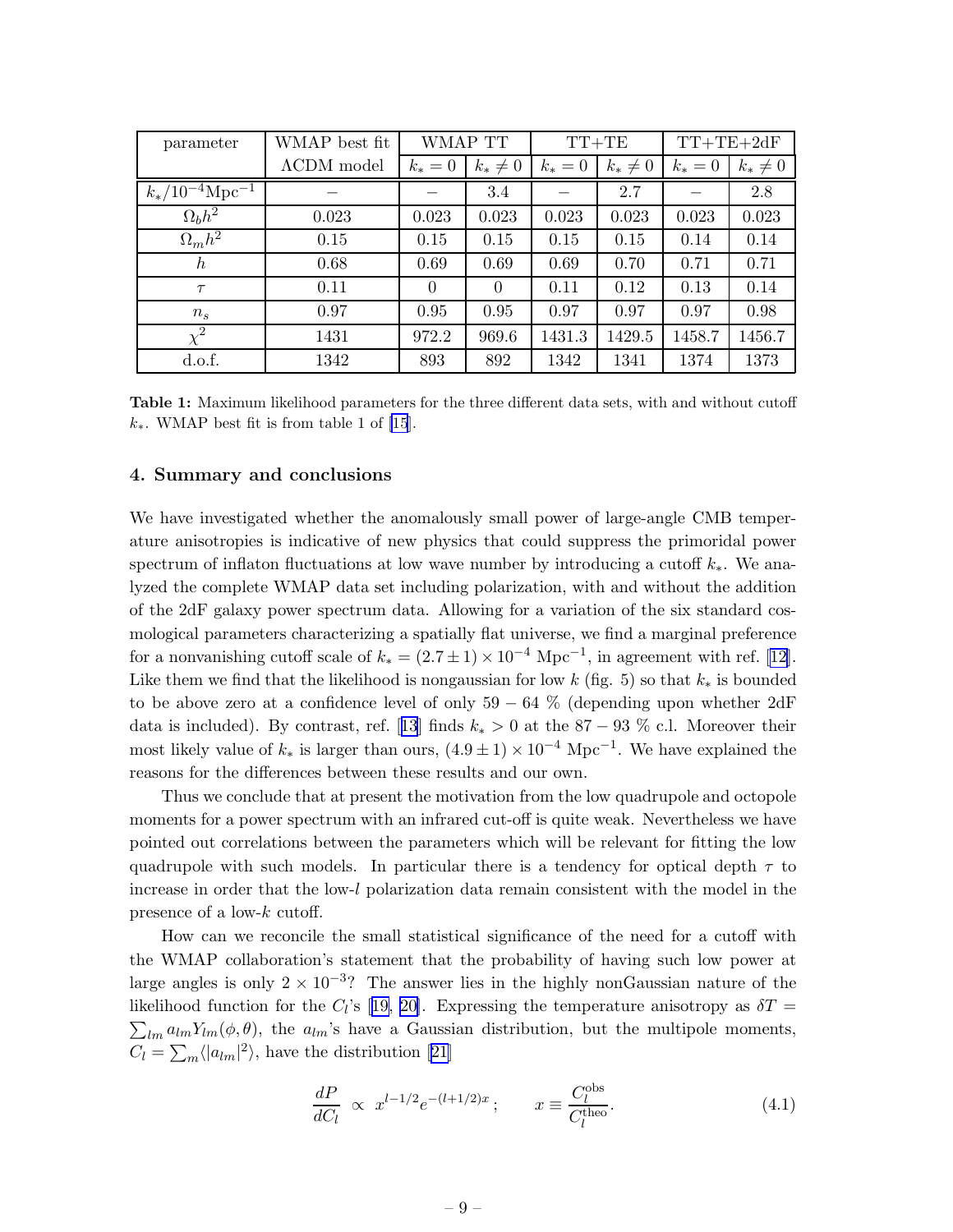| parameter | WMAP best fit | WMAP TT | | TT+TE | | TT+TE+2dF | |
|---|---|---|---|---|---|---|---|
| | ΛCDM model | $k_* = 0$ | $k_* \neq 0$ | $k_* = 0$ | $k_* \neq 0$ | $k_* = 0$ | $k_* \neq 0$ |
| $k_*/10^{-4}\text{Mpc}^{-1}$ | – | – | 3.4 | – | 2.7 | – | 2.8 |
| $\Omega_b h^2$ | 0.023 | 0.023 | 0.023 | 0.023 | 0.023 | 0.023 | 0.023 |
| $\Omega_m h^2$ | 0.15 | 0.15 | 0.15 | 0.15 | 0.15 | 0.14 | 0.14 |
| $h$ | 0.68 | 0.69 | 0.69 | 0.69 | 0.70 | 0.71 | 0.71 |
| $\tau$ | 0.11 | 0 | 0 | 0.11 | 0.12 | 0.13 | 0.14 |
| $n_s$ | 0.97 | 0.95 | 0.95 | 0.97 | 0.97 | 0.97 | 0.98 |
| $\chi^2$ | 1431 | 972.2 | 969.6 | 1431.3 | 1429.5 | 1458.7 | 1456.7 |
| d.o.f. | 1342 | 893 | 892 | 1342 | 1341 | 1374 | 1373 |

**Table 1:** Maximum likelihood parameters for the three different data sets, with and without cutoff $k_*$. WMAP best fit is from table 1 of [15].

## 4. Summary and conclusions

We have investigated whether the anomalously small power of large-angle CMB temperature anisotropies is indicative of new physics that could suppress the primordial power spectrum of inflaton fluctuations at low wave number by introducing a cutoff $k_*$. We analyzed the complete WMAP data set including polarization, with and without the addition of the 2dF galaxy power spectrum data. Allowing for a variation of the six standard cosmological parameters characterizing a spatially flat universe, we find a marginal preference for a nonvanishing cutoff scale of $k_* = (2.7 \pm 1) \times 10^{-4}$ Mpc$^{-1}$, in agreement with ref. [12]. Like them we find that the likelihood is nongaussian for low $k$ (fig. 5) so that $k_*$ is bounded to be above zero at a confidence level of only $59 - 64$ % (depending upon whether 2dF data is included). By contrast, ref. [13] finds $k_* > 0$ at the $87 - 93$ % c.l. Moreover their most likely value of $k_*$ is larger than ours, $(4.9 \pm 1) \times 10^{-4}$ Mpc$^{-1}$. We have explained the reasons for the differences between these results and our own.

Thus we conclude that at present the motivation from the low quadrupole and octopole moments for a power spectrum with an infrared cut-off is quite weak. Nevertheless we have pointed out correlations between the parameters which will be relevant for fitting the low quadrupole with such models. In particular there is a tendency for optical depth $\tau$ to increase in order that the low-$l$ polarization data remain consistent with the model in the presence of a low-$k$ cutoff.

How can we reconcile the small statistical significance of the need for a cutoff with the WMAP collaboration's statement that the probability of having such low power at large angles is only $2 \times 10^{-3}$? The answer lies in the highly nonGaussian nature of the likelihood function for the $C_l$'s [19, 20]. Expressing the temperature anisotropy as $\delta T = \sum_{lm} a_{lm} Y_{lm}(\phi, \theta)$, the $a_{lm}$'s have a Gaussian distribution, but the multipole moments, $C_l = \sum_m \langle |a_{lm}|^2 \rangle$, have the distribution [21]

$$\frac{dP}{dC_l} \propto x^{l-1/2} e^{-(l+1/2)x}\,; \qquad x \equiv \frac{C_l^{\text{obs}}}{C_l^{\text{theo}}}. \tag{4.1}$$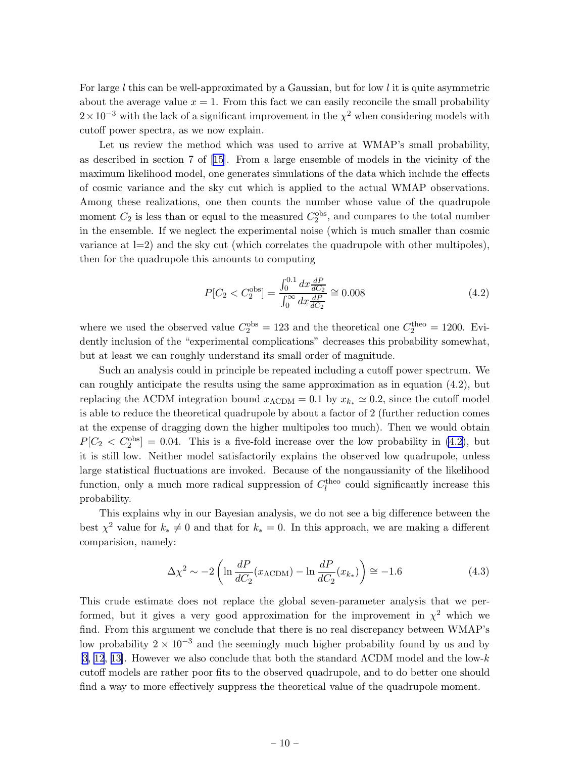For large $l$ this can be well-approximated by a Gaussian, but for low $l$ it is quite asymmetric about the average value $x = 1$. From this fact we can easily reconcile the small probability $2 \times 10^{-3}$ with the lack of a significant improvement in the $\chi^2$ when considering models with cutoff power spectra, as we now explain.

Let us review the method which was used to arrive at WMAP's small probability, as described in section 7 of [15]. From a large ensemble of models in the vicinity of the maximum likelihood model, one generates simulations of the data which include the effects of cosmic variance and the sky cut which is applied to the actual WMAP observations. Among these realizations, one then counts the number whose value of the quadrupole moment $C_2$ is less than or equal to the measured $C_2^{\rm obs}$, and compares to the total number in the ensemble. If we neglect the experimental noise (which is much smaller than cosmic variance at l=2) and the sky cut (which correlates the quadrupole with other multipoles), then for the quadrupole this amounts to computing

$$P[C_2 < C_2^{\rm obs}] = \frac{\int_0^{0.1} dx \frac{dP}{dC_2}}{\int_0^{\infty} dx \frac{dP}{dC_2}} \cong 0.008 \tag{4.2}$$

where we used the observed value $C_2^{\rm obs} = 123$ and the theoretical one $C_2^{\rm theo} = 1200$. Evidently inclusion of the "experimental complications" decreases this probability somewhat, but at least we can roughly understand its small order of magnitude.

Such an analysis could in principle be repeated including a cutoff power spectrum. We can roughly anticipate the results using the same approximation as in equation (4.2), but replacing the $\Lambda$CDM integration bound $x_{\Lambda{\rm CDM}} = 0.1$ by $x_{k_*} \simeq 0.2$, since the cutoff model is able to reduce the theoretical quadrupole by about a factor of 2 (further reduction comes at the expense of dragging down the higher multipoles too much). Then we would obtain $P[C_2 < C_2^{\rm obs}] = 0.04$. This is a five-fold increase over the low probability in (4.2), but it is still low. Neither model satisfactorily explains the observed low quadrupole, unless large statistical fluctuations are invoked. Because of the nongaussianity of the likelihood function, only a much more radical suppression of $C_l^{\rm theo}$ could significantly increase this probability.

This explains why in our Bayesian analysis, we do not see a big difference between the best $\chi^2$ value for $k_* \neq 0$ and that for $k_* = 0$. In this approach, we are making a different comparision, namely:

$$\Delta\chi^2 \sim -2 \left( \ln \frac{dP}{dC_2}(x_{\Lambda{\rm CDM}}) - \ln \frac{dP}{dC_2}(x_{k_*}) \right) \cong -1.6 \tag{4.3}$$

This crude estimate does not replace the global seven-parameter analysis that we performed, but it gives a very good approximation for the improvement in $\chi^2$ which we find. From this argument we conclude that there is no real discrepancy between WMAP's low probability $2 \times 10^{-3}$ and the seemingly much higher probability found by us and by [3, 12, 13]. However we also conclude that both the standard $\Lambda$CDM model and the low-$k$ cutoff models are rather poor fits to the observed quadrupole, and to do better one should find a way to more effectively suppress the theoretical value of the quadrupole moment.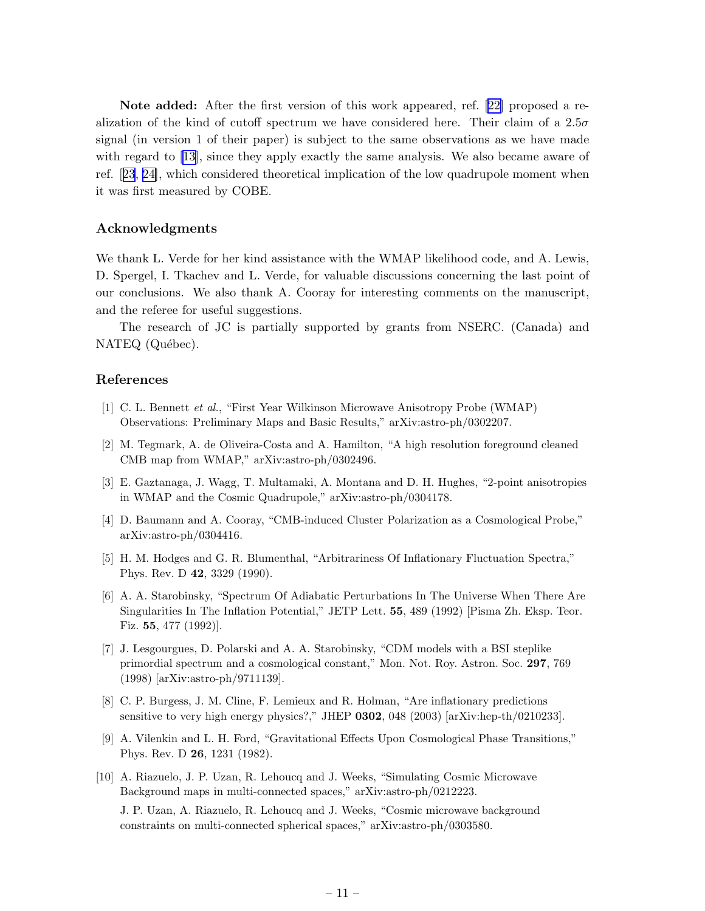**Note added:** After the first version of this work appeared, ref. [22] proposed a realization of the kind of cutoff spectrum we have considered here. Their claim of a $2.5\sigma$ signal (in version 1 of their paper) is subject to the same observations as we have made with regard to [13], since they apply exactly the same analysis. We also became aware of ref. [23, 24], which considered theoretical implication of the low quadrupole moment when it was first measured by COBE.

## Acknowledgments

We thank L. Verde for her kind assistance with the WMAP likelihood code, and A. Lewis, D. Spergel, I. Tkachev and L. Verde, for valuable discussions concerning the last point of our conclusions. We also thank A. Cooray for interesting comments on the manuscript, and the referee for useful suggestions.

The research of JC is partially supported by grants from NSERC. (Canada) and NATEQ (Québec).

## References

[1] C. L. Bennett *et al.*, "First Year Wilkinson Microwave Anisotropy Probe (WMAP) Observations: Preliminary Maps and Basic Results," arXiv:astro-ph/0302207.

[2] M. Tegmark, A. de Oliveira-Costa and A. Hamilton, "A high resolution foreground cleaned CMB map from WMAP," arXiv:astro-ph/0302496.

[3] E. Gaztanaga, J. Wagg, T. Multamaki, A. Montana and D. H. Hughes, "2-point anisotropies in WMAP and the Cosmic Quadrupole," arXiv:astro-ph/0304178.

[4] D. Baumann and A. Cooray, "CMB-induced Cluster Polarization as a Cosmological Probe," arXiv:astro-ph/0304416.

[5] H. M. Hodges and G. R. Blumenthal, "Arbitrariness Of Inflationary Fluctuation Spectra," Phys. Rev. D **42**, 3329 (1990).

[6] A. A. Starobinsky, "Spectrum Of Adiabatic Perturbations In The Universe When There Are Singularities In The Inflation Potential," JETP Lett. **55**, 489 (1992) [Pisma Zh. Eksp. Teor. Fiz. **55**, 477 (1992)].

[7] J. Lesgourgues, D. Polarski and A. A. Starobinsky, "CDM models with a BSI steplike primordial spectrum and a cosmological constant," Mon. Not. Roy. Astron. Soc. **297**, 769 (1998) [arXiv:astro-ph/9711139].

[8] C. P. Burgess, J. M. Cline, F. Lemieux and R. Holman, "Are inflationary predictions sensitive to very high energy physics?," JHEP **0302**, 048 (2003) [arXiv:hep-th/0210233].

[9] A. Vilenkin and L. H. Ford, "Gravitational Effects Upon Cosmological Phase Transitions," Phys. Rev. D **26**, 1231 (1982).

[10] A. Riazuelo, J. P. Uzan, R. Lehoucq and J. Weeks, "Simulating Cosmic Microwave Background maps in multi-connected spaces," arXiv:astro-ph/0212223.
J. P. Uzan, A. Riazuelo, R. Lehoucq and J. Weeks, "Cosmic microwave background constraints on multi-connected spherical spaces," arXiv:astro-ph/0303580.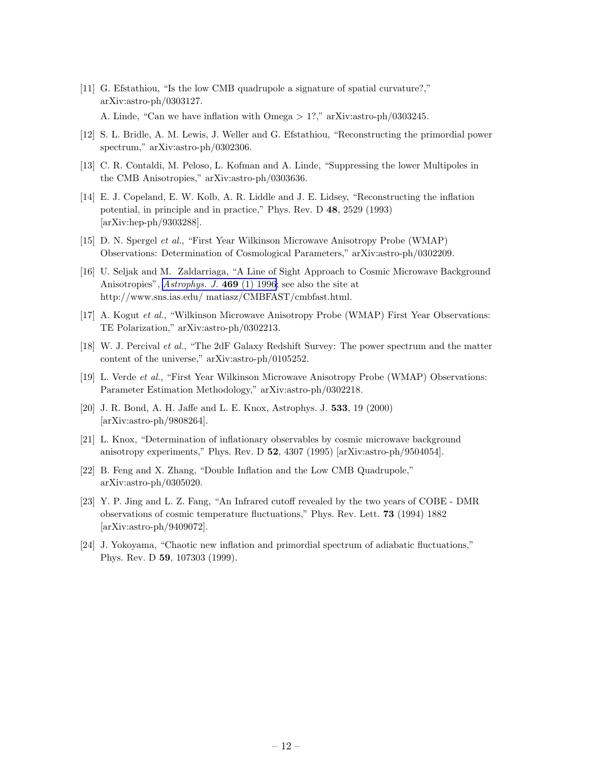[11] G. Efstathiou, "Is the low CMB quadrupole a signature of spatial curvature?," arXiv:astro-ph/0303127.

A. Linde, "Can we have inflation with Omega > 1?," arXiv:astro-ph/0303245.

[12] S. L. Bridle, A. M. Lewis, J. Weller and G. Efstathiou, "Reconstructing the primordial power spectrum," arXiv:astro-ph/0302306.

[13] C. R. Contaldi, M. Peloso, L. Kofman and A. Linde, "Suppressing the lower Multipoles in the CMB Anisotropies," arXiv:astro-ph/0303636.

[14] E. J. Copeland, E. W. Kolb, A. R. Liddle and J. E. Lidsey, "Reconstructing the inflation potential, in principle and in practice," Phys. Rev. D **48**, 2529 (1993) [arXiv:hep-ph/9303288].

[15] D. N. Spergel *et al.*, "First Year Wilkinson Microwave Anisotropy Probe (WMAP) Observations: Determination of Cosmological Parameters," arXiv:astro-ph/0302209.

[16] U. Seljak and M. Zaldarriaga, "A Line of Sight Approach to Cosmic Microwave Background Anisotropies", *Astrophys. J.* **469** (1) 1996; see also the site at http://www.sns.ias.edu/ matiasz/CMBFAST/cmbfast.html.

[17] A. Kogut *et al.*, "Wilkinson Microwave Anisotropy Probe (WMAP) First Year Observations: TE Polarization," arXiv:astro-ph/0302213.

[18] W. J. Percival *et al.*, "The 2dF Galaxy Redshift Survey: The power spectrum and the matter content of the universe," arXiv:astro-ph/0105252.

[19] L. Verde *et al.*, "First Year Wilkinson Microwave Anisotropy Probe (WMAP) Observations: Parameter Estimation Methodology," arXiv:astro-ph/0302218.

[20] J. R. Bond, A. H. Jaffe and L. E. Knox, Astrophys. J. **533**, 19 (2000) [arXiv:astro-ph/9808264].

[21] L. Knox, "Determination of inflationary observables by cosmic microwave background anisotropy experiments," Phys. Rev. D **52**, 4307 (1995) [arXiv:astro-ph/9504054].

[22] B. Feng and X. Zhang, "Double Inflation and the Low CMB Quadrupole," arXiv:astro-ph/0305020.

[23] Y. P. Jing and L. Z. Fang, "An Infrared cutoff revealed by the two years of COBE - DMR observations of cosmic temperature fluctuations," Phys. Rev. Lett. **73** (1994) 1882 [arXiv:astro-ph/9409072].

[24] J. Yokoyama, "Chaotic new inflation and primordial spectrum of adiabatic fluctuations," Phys. Rev. D **59**, 107303 (1999).